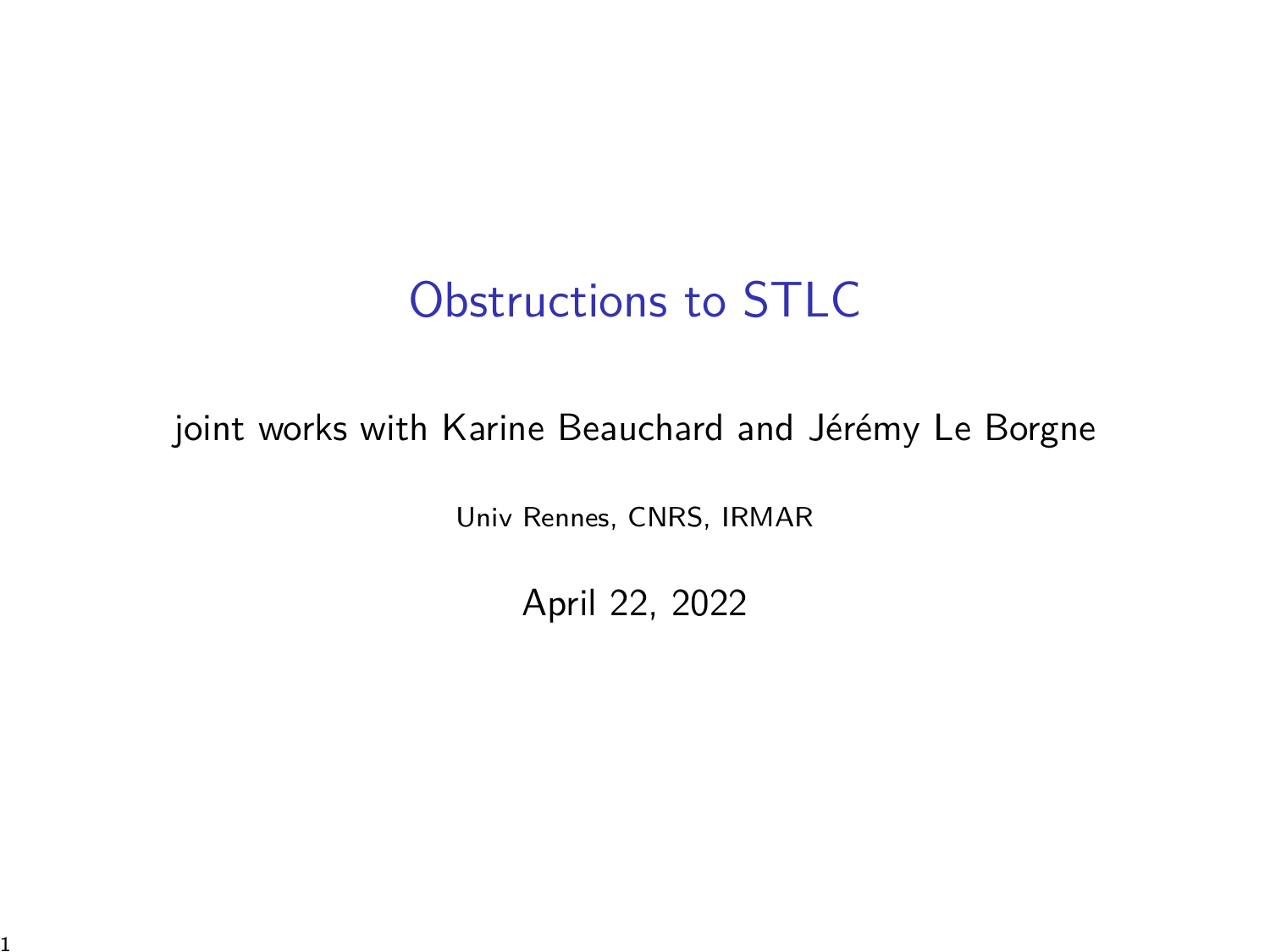# Obstructions to STLC

joint works with Karine Beauchard and Jérémy Le Borgne

Univ Rennes, CNRS, IRMAR

April 22, 2022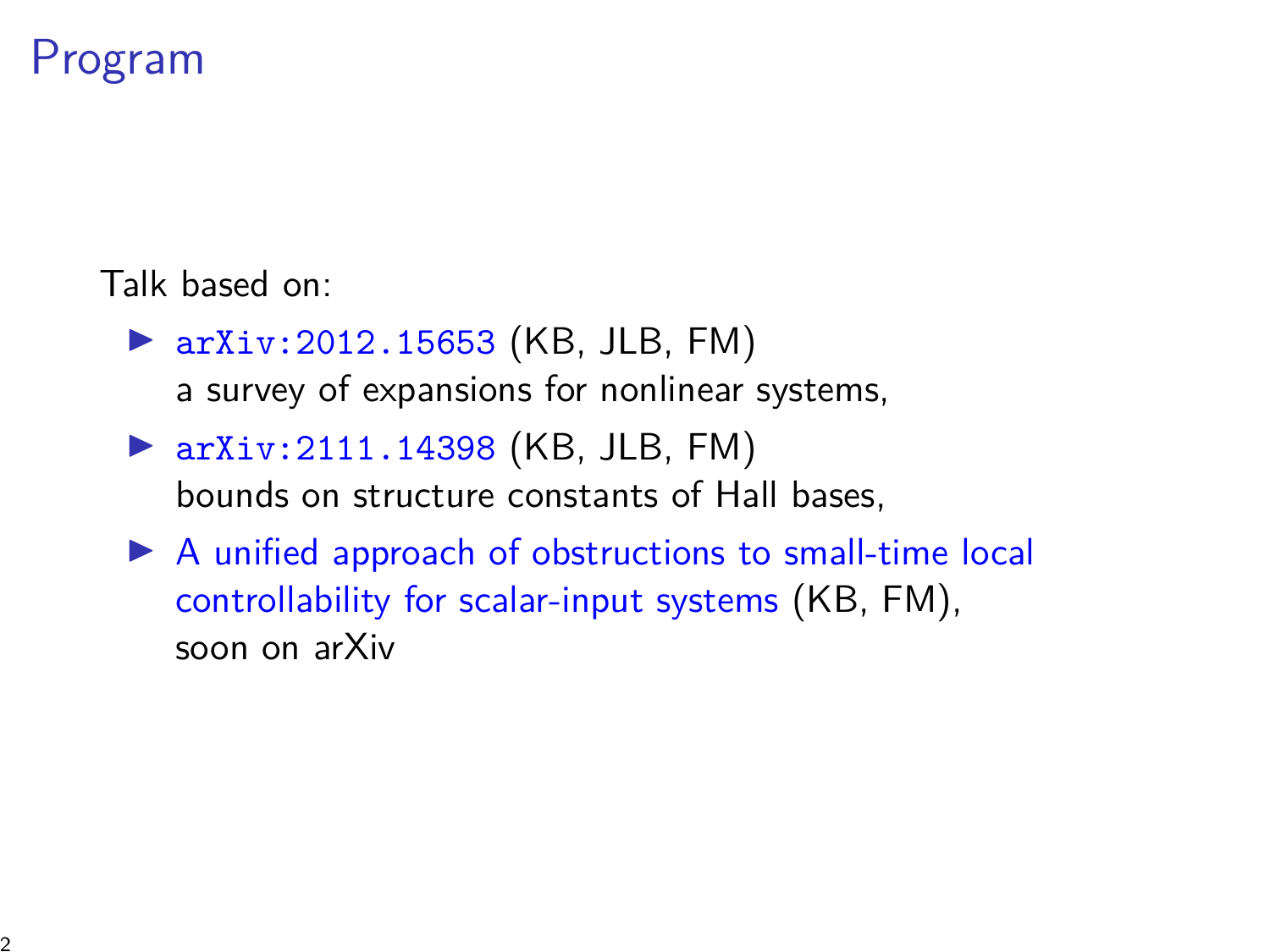# Program

Talk based on:

- arXiv:2012.15653 (KB, JLB, FM)
  a survey of expansions for nonlinear systems,
- arXiv:2111.14398 (KB, JLB, FM)
  bounds on structure constants of Hall bases,
- A unified approach of obstructions to small-time local controllability for scalar-input systems (KB, FM),
  soon on arXiv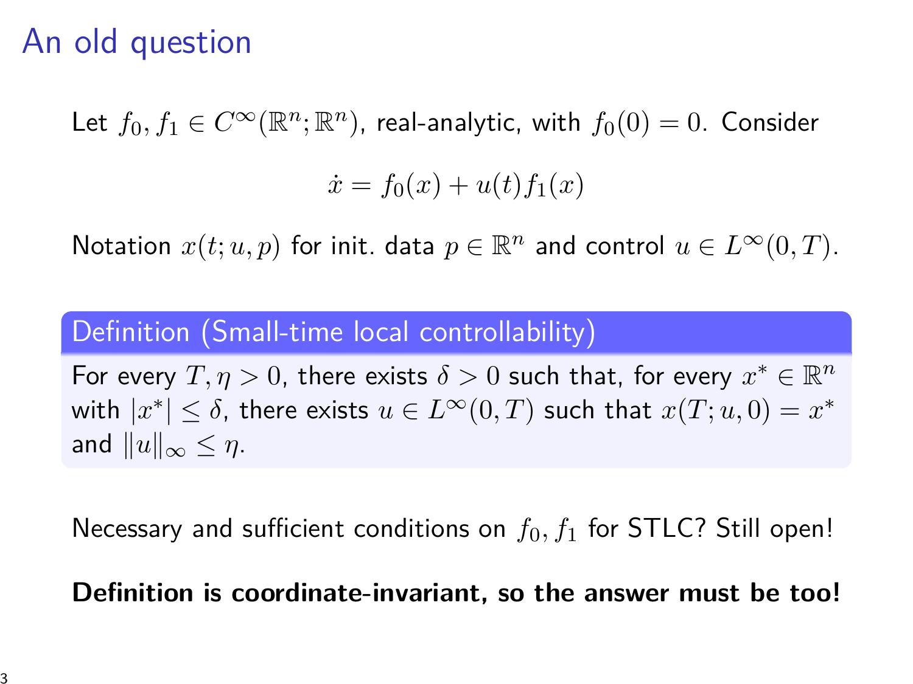# An old question

Let $f_0, f_1 \in C^\infty(\mathbb{R}^n; \mathbb{R}^n)$, real-analytic, with $f_0(0) = 0$. Consider

$$\dot{x} = f_0(x) + u(t) f_1(x)$$

Notation $x(t; u, p)$ for init. data $p \in \mathbb{R}^n$ and control $u \in L^\infty(0, T)$.

**Definition (Small-time local controllability)**

For every $T, \eta > 0$, there exists $\delta > 0$ such that, for every $x^* \in \mathbb{R}^n$ with $|x^*| \leq \delta$, there exists $u \in L^\infty(0, T)$ such that $x(T; u, 0) = x^*$ and $\|u\|_\infty \leq \eta$.

Necessary and sufficient conditions on $f_0, f_1$ for STLC? Still open!

**Definition is coordinate-invariant, so the answer must be too!**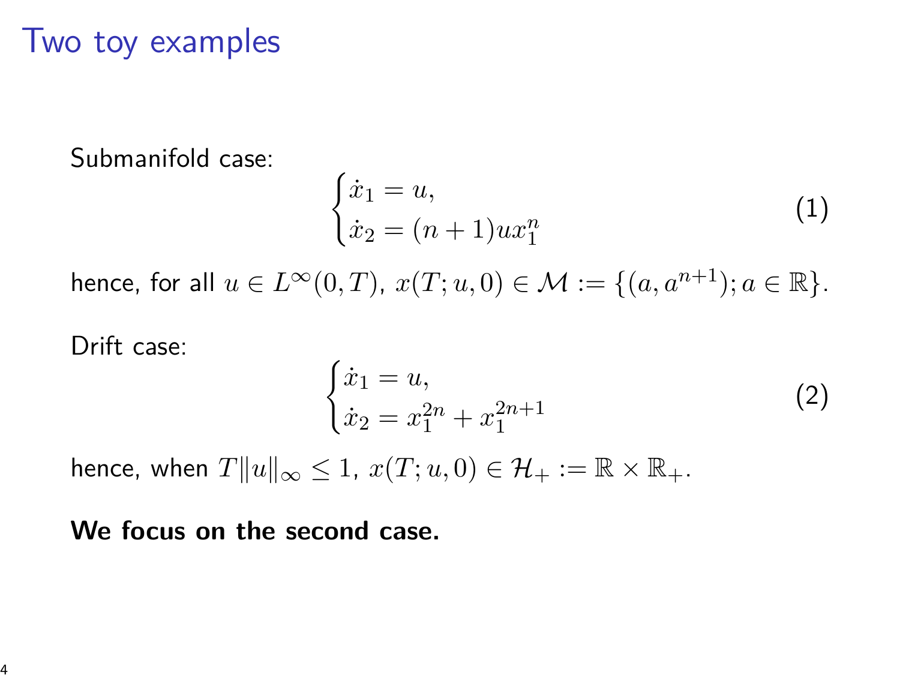# Two toy examples

Submanifold case:

$$\begin{cases} \dot{x}_1 = u, \\ \dot{x}_2 = (n+1) u x_1^n \end{cases} \tag{1}$$

hence, for all $u \in L^\infty(0,T)$, $x(T; u, 0) \in \mathcal{M} := \{(a, a^{n+1}); a \in \mathbb{R}\}$.

Drift case:

$$\begin{cases} \dot{x}_1 = u, \\ \dot{x}_2 = x_1^{2n} + x_1^{2n+1} \end{cases} \tag{2}$$

hence, when $T\|u\|_\infty \leq 1$, $x(T; u, 0) \in \mathcal{H}_+ := \mathbb{R} \times \mathbb{R}_+$.

**We focus on the second case.**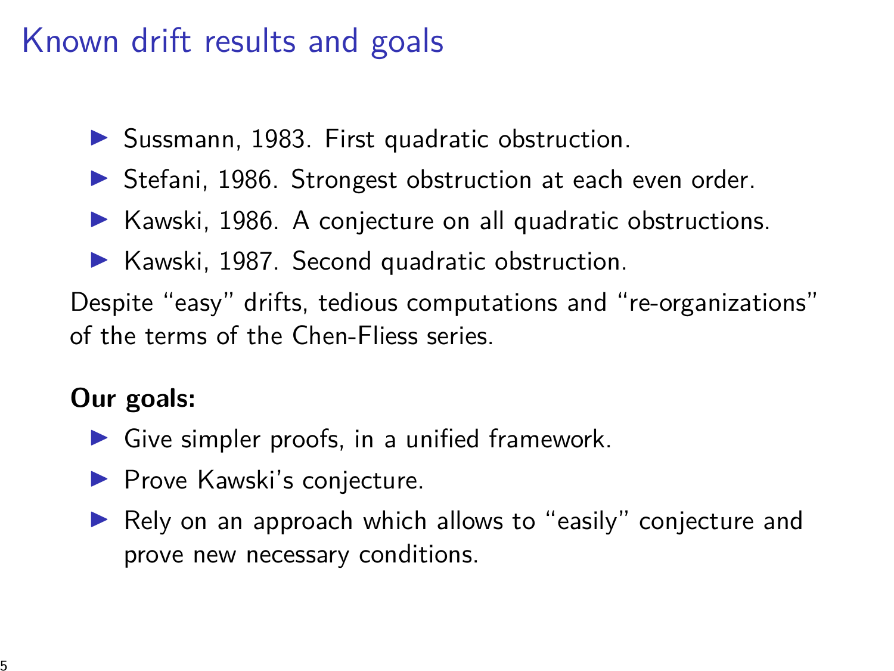# Known drift results and goals

- Sussmann, 1983. First quadratic obstruction.
- Stefani, 1986. Strongest obstruction at each even order.
- Kawski, 1986. A conjecture on all quadratic obstructions.
- Kawski, 1987. Second quadratic obstruction.

Despite “easy” drifts, tedious computations and “re-organizations” of the terms of the Chen-Fliess series.

**Our goals:**

- Give simpler proofs, in a unified framework.
- Prove Kawski’s conjecture.
- Rely on an approach which allows to “easily” conjecture and prove new necessary conditions.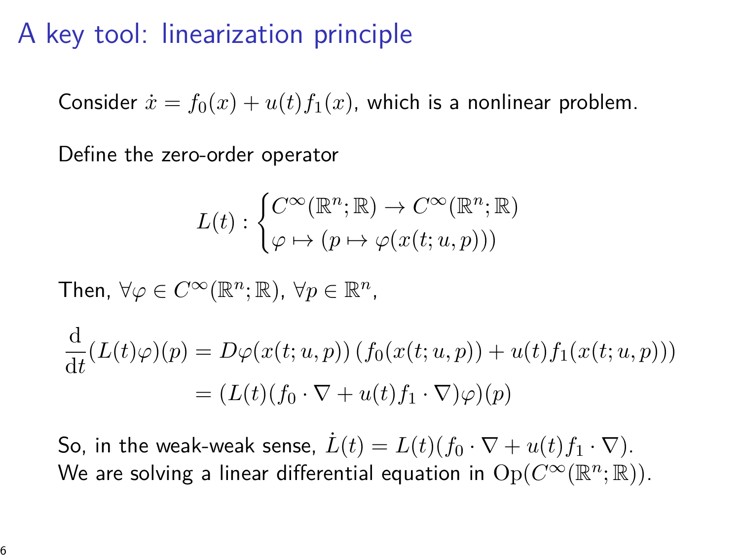# A key tool: linearization principle

Consider $\dot{x} = f_0(x) + u(t)f_1(x)$, which is a nonlinear problem.

Define the zero-order operator

$$L(t) : \begin{cases} C^\infty(\mathbb{R}^n;\mathbb{R}) \to C^\infty(\mathbb{R}^n;\mathbb{R}) \\ \varphi \mapsto (p \mapsto \varphi(x(t;u,p))) \end{cases}$$

Then, $\forall \varphi \in C^\infty(\mathbb{R}^n;\mathbb{R})$, $\forall p \in \mathbb{R}^n$,

$$\begin{aligned} \frac{\mathrm{d}}{\mathrm{d}t}(L(t)\varphi)(p) &= D\varphi(x(t;u,p))\left(f_0(x(t;u,p)) + u(t)f_1(x(t;u,p))\right) \\ &= (L(t)(f_0 \cdot \nabla + u(t)f_1 \cdot \nabla)\varphi)(p) \end{aligned}$$

So, in the weak-weak sense, $\dot{L}(t) = L(t)(f_0 \cdot \nabla + u(t)f_1 \cdot \nabla)$.
We are solving a linear differential equation in $\mathrm{Op}(C^\infty(\mathbb{R}^n;\mathbb{R}))$.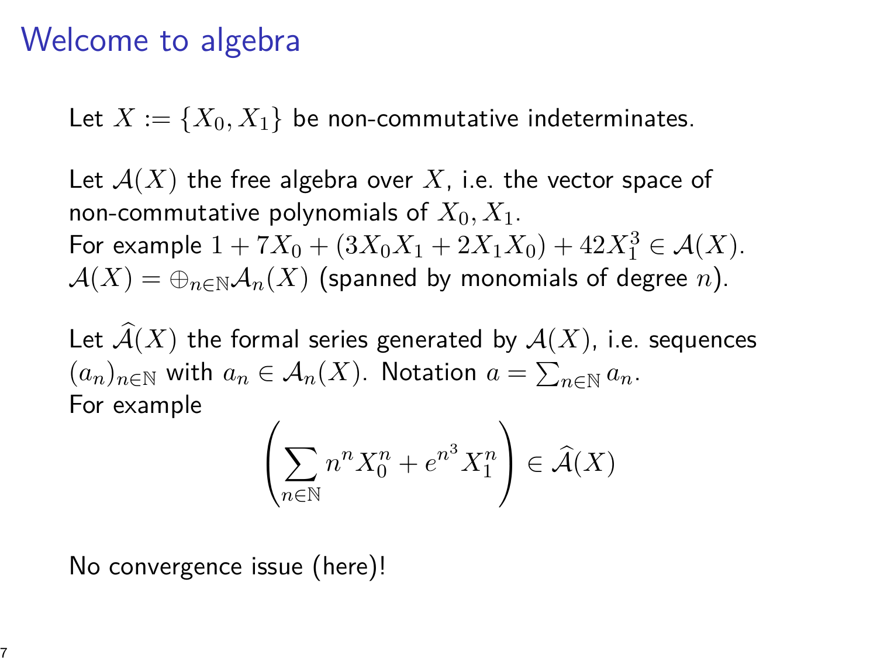# Welcome to algebra

Let $X := \{X_0, X_1\}$ be non-commutative indeterminates.

Let $\mathcal{A}(X)$ the free algebra over $X$, i.e. the vector space of non-commutative polynomials of $X_0, X_1$.
For example $1 + 7X_0 + (3X_0X_1 + 2X_1X_0) + 42X_1^3 \in \mathcal{A}(X)$.
$\mathcal{A}(X) = \oplus_{n\in\mathbb{N}}\mathcal{A}_n(X)$ (spanned by monomials of degree $n$).

Let $\widehat{\mathcal{A}}(X)$ the formal series generated by $\mathcal{A}(X)$, i.e. sequences $(a_n)_{n\in\mathbb{N}}$ with $a_n \in \mathcal{A}_n(X)$. Notation $a = \sum_{n\in\mathbb{N}} a_n$.
For example

$$\left(\sum_{n\in\mathbb{N}} n^n X_0^n + e^{n^3} X_1^n\right) \in \widehat{\mathcal{A}}(X)$$

No convergence issue (here)!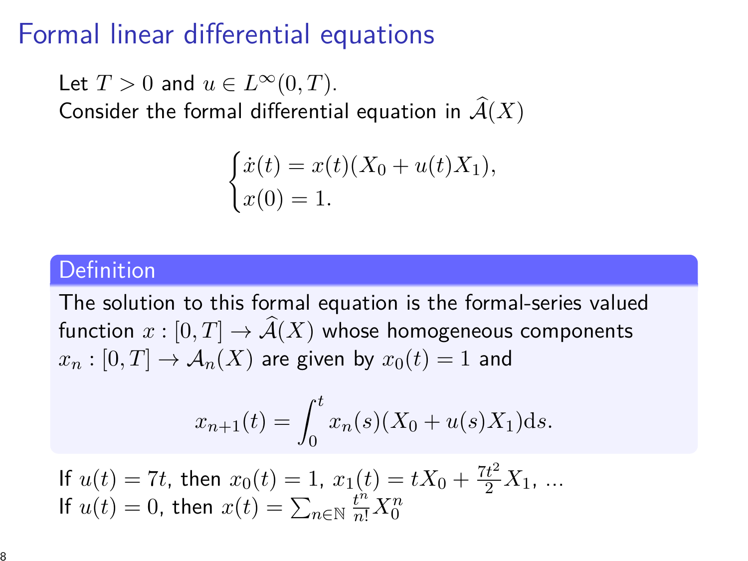# Formal linear differential equations

Let $T > 0$ and $u \in L^\infty(0,T)$.
Consider the formal differential equation in $\widehat{\mathcal{A}}(X)$

$$\begin{cases} \dot{x}(t) = x(t)(X_0 + u(t)X_1), \\ x(0) = 1. \end{cases}$$

**Definition**

The solution to this formal equation is the formal-series valued function $x : [0,T] \to \widehat{\mathcal{A}}(X)$ whose homogeneous components $x_n : [0,T] \to \mathcal{A}_n(X)$ are given by $x_0(t) = 1$ and

$$x_{n+1}(t) = \int_0^t x_n(s)(X_0 + u(s)X_1)\mathrm{d}s.$$

If $u(t) = 7t$, then $x_0(t) = 1$, $x_1(t) = tX_0 + \frac{7t^2}{2}X_1$, ...
If $u(t) = 0$, then $x(t) = \sum_{n\in\mathbb{N}} \frac{t^n}{n!} X_0^n$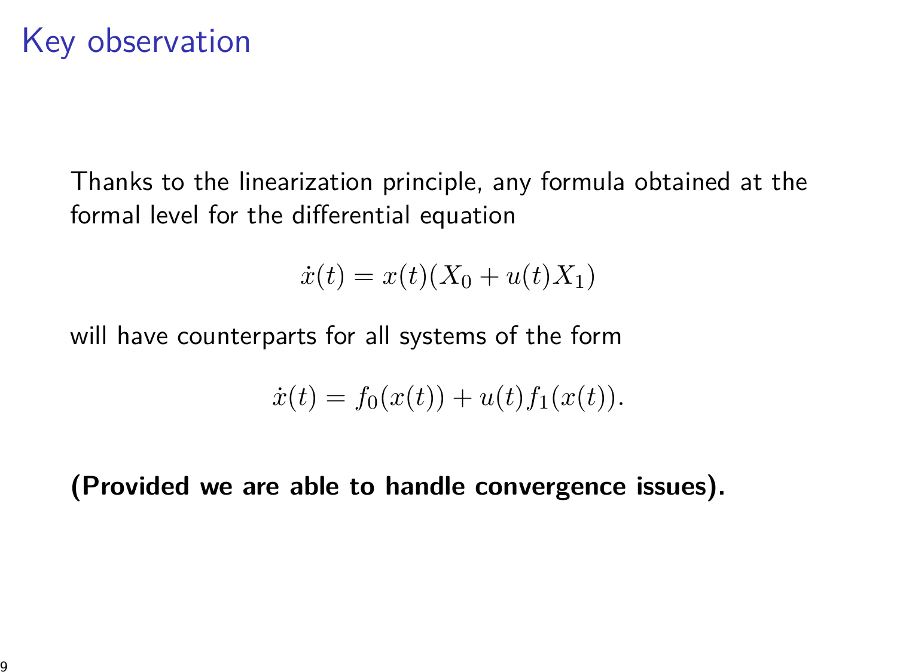# Key observation

Thanks to the linearization principle, any formula obtained at the formal level for the differential equation

$$\dot{x}(t) = x(t)(X_0 + u(t)X_1)$$

will have counterparts for all systems of the form

$$\dot{x}(t) = f_0(x(t)) + u(t)f_1(x(t)).$$

**(Provided we are able to handle convergence issues).**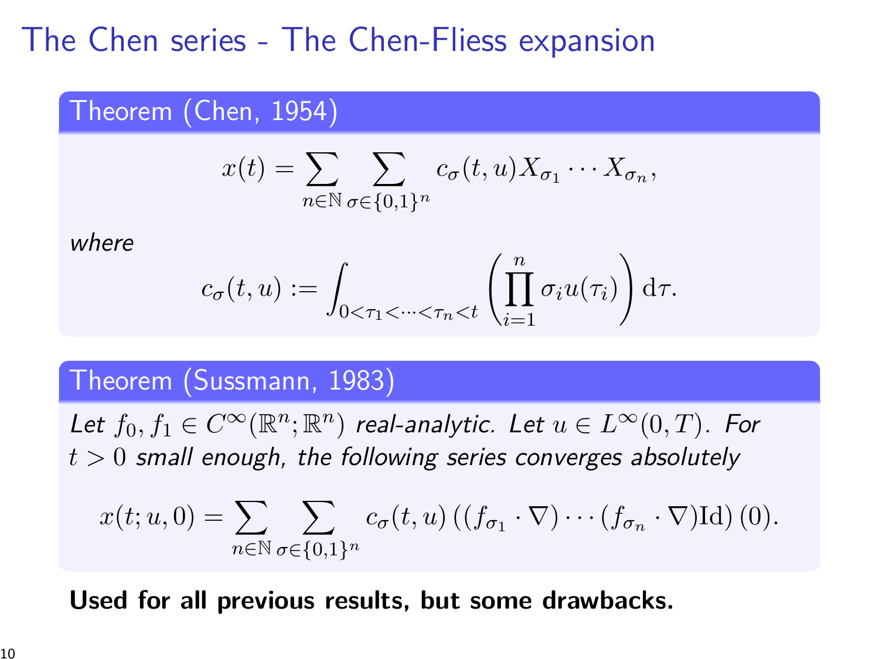# The Chen series - The Chen-Fliess expansion

**Theorem (Chen, 1954)**

$$x(t) = \sum_{n \in \mathbb{N}} \sum_{\sigma \in \{0,1\}^n} c_\sigma(t,u) X_{\sigma_1} \cdots X_{\sigma_n},$$

*where*

$$c_\sigma(t,u) := \int_{0<\tau_1<\cdots<\tau_n<t} \left( \prod_{i=1}^{n} \sigma_i u(\tau_i) \right) \mathrm{d}\tau.$$

**Theorem (Sussmann, 1983)**

*Let $f_0, f_1 \in C^\infty(\mathbb{R}^n;\mathbb{R}^n)$ real-analytic. Let $u \in L^\infty(0,T)$. For $t > 0$ small enough, the following series converges absolutely*

$$x(t;u,0) = \sum_{n \in \mathbb{N}} \sum_{\sigma \in \{0,1\}^n} c_\sigma(t,u) \left( (f_{\sigma_1} \cdot \nabla) \cdots (f_{\sigma_n} \cdot \nabla) \mathrm{Id} \right)(0).$$

**Used for all previous results, but some drawbacks.**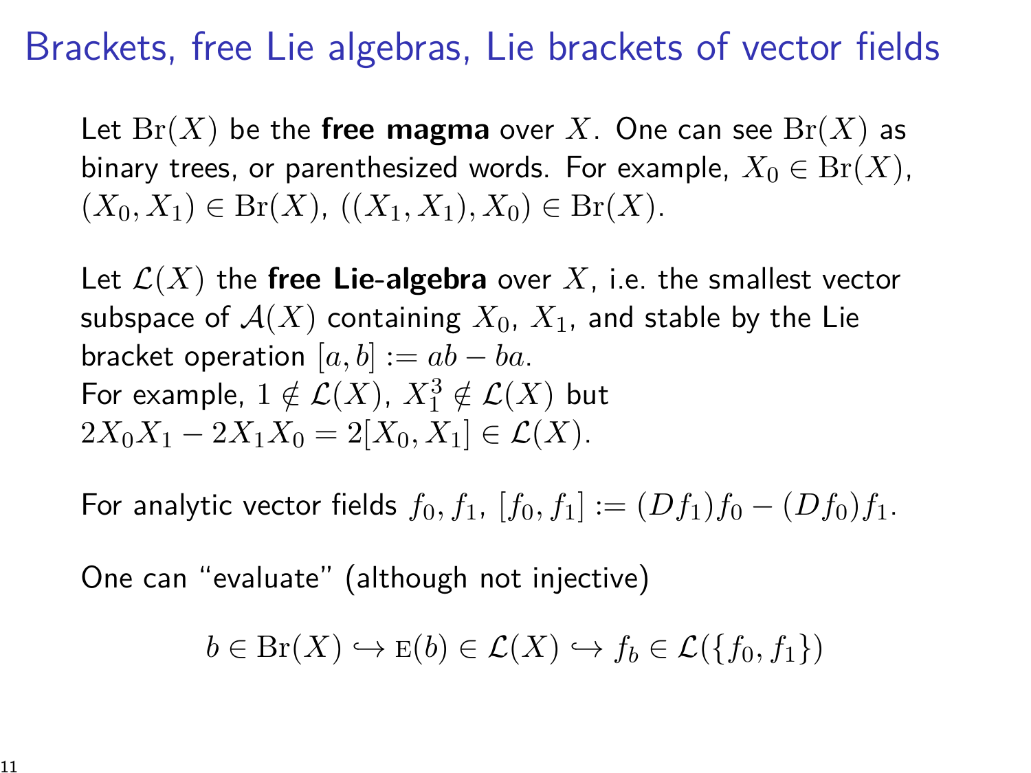# Brackets, free Lie algebras, Lie brackets of vector fields

Let $\mathrm{Br}(X)$ be the **free magma** over $X$. One can see $\mathrm{Br}(X)$ as binary trees, or parenthesized words. For example, $X_0 \in \mathrm{Br}(X)$, $(X_0, X_1) \in \mathrm{Br}(X)$, $((X_1, X_1), X_0) \in \mathrm{Br}(X)$.

Let $\mathcal{L}(X)$ the **free Lie-algebra** over $X$, i.e. the smallest vector subspace of $\mathcal{A}(X)$ containing $X_0$, $X_1$, and stable by the Lie bracket operation $[a, b] := ab - ba$.
For example, $1 \notin \mathcal{L}(X)$, $X_1^3 \notin \mathcal{L}(X)$ but $2X_0X_1 - 2X_1X_0 = 2[X_0, X_1] \in \mathcal{L}(X)$.

For analytic vector fields $f_0, f_1$, $[f_0, f_1] := (Df_1)f_0 - (Df_0)f_1$.

One can "evaluate" (although not injective)

$$b \in \mathrm{Br}(X) \hookrightarrow \mathrm{E}(b) \in \mathcal{L}(X) \hookrightarrow f_b \in \mathcal{L}(\{f_0, f_1\})$$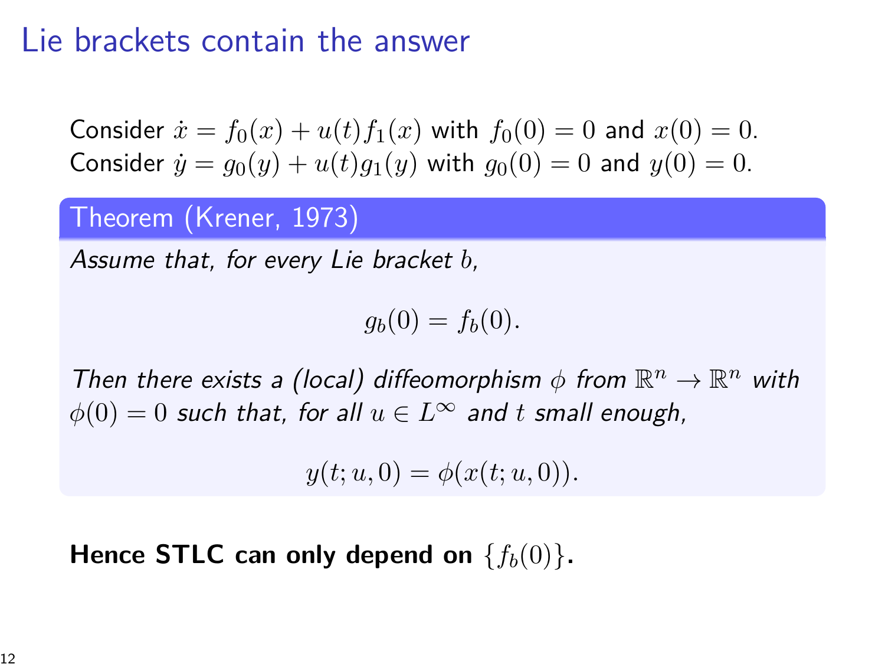# Lie brackets contain the answer

Consider $\dot{x} = f_0(x) + u(t)f_1(x)$ with $f_0(0) = 0$ and $x(0) = 0$.
Consider $\dot{y} = g_0(y) + u(t)g_1(y)$ with $g_0(0) = 0$ and $y(0) = 0$.

**Theorem (Krener, 1973)**

*Assume that, for every Lie bracket $b$,*

$$g_b(0) = f_b(0).$$

*Then there exists a (local) diffeomorphism $\phi$ from $\mathbb{R}^n \to \mathbb{R}^n$ with $\phi(0) = 0$ such that, for all $u \in L^\infty$ and $t$ small enough,*

$$y(t; u, 0) = \phi(x(t; u, 0)).$$

**Hence STLC can only depend on $\{f_b(0)\}$.**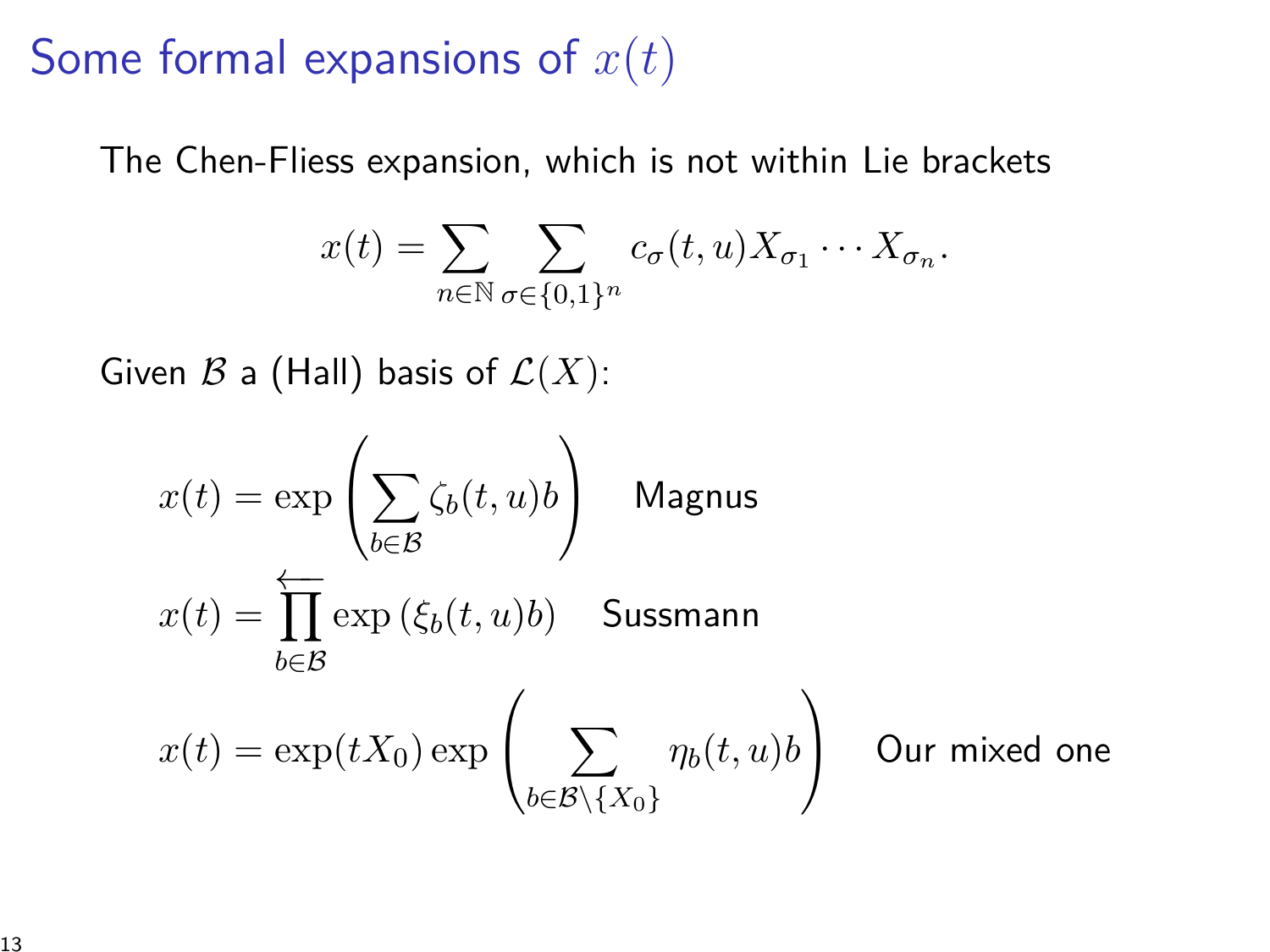# Some formal expansions of $x(t)$

The Chen-Fliess expansion, which is not within Lie brackets

$$x(t) = \sum_{n \in \mathbb{N}} \sum_{\sigma \in \{0,1\}^n} c_\sigma(t,u) X_{\sigma_1} \cdots X_{\sigma_n}.$$

Given $\mathcal{B}$ a (Hall) basis of $\mathcal{L}(X)$:

$$x(t) = \exp\left( \sum_{b \in \mathcal{B}} \zeta_b(t,u) b \right) \quad \text{Magnus}$$

$$x(t) = \overleftarrow{\prod_{b \in \mathcal{B}}} \exp\left( \xi_b(t,u) b \right) \quad \text{Sussmann}$$

$$x(t) = \exp(tX_0) \exp\left( \sum_{b \in \mathcal{B} \setminus \{X_0\}} \eta_b(t,u) b \right) \quad \text{Our mixed one}$$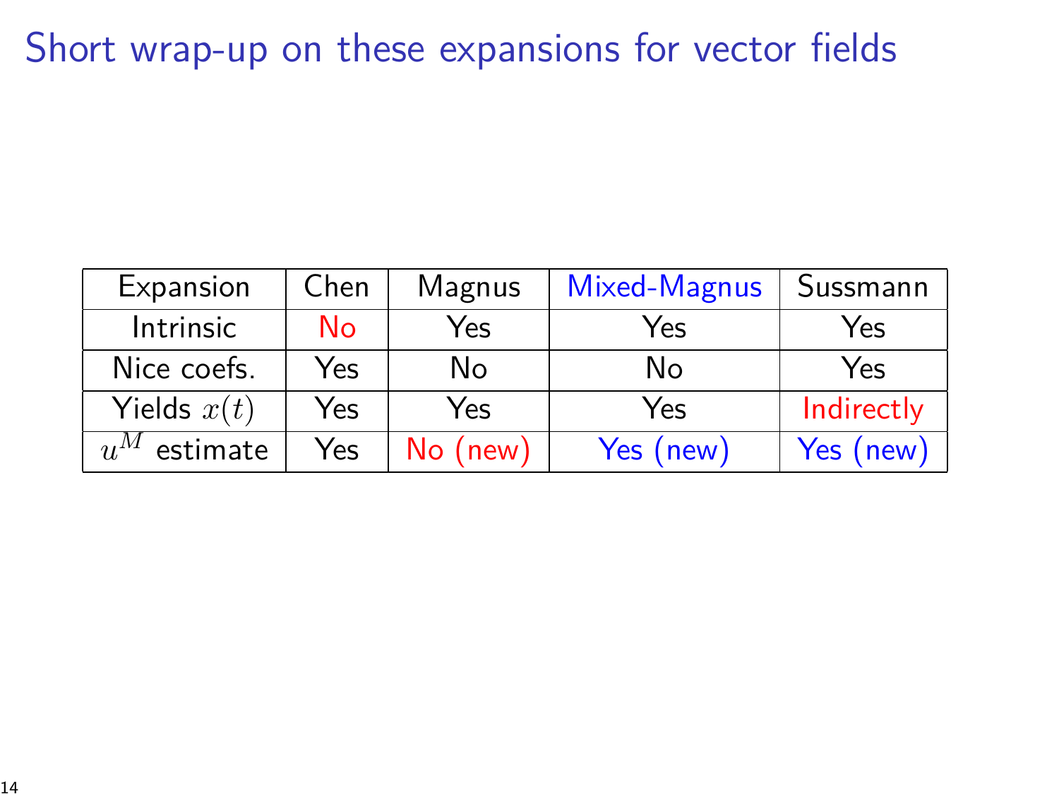# Short wrap-up on these expansions for vector fields

| Expansion | Chen | Magnus | Mixed-Magnus | Sussmann |
|---|---|---|---|---|
| Intrinsic | No | Yes | Yes | Yes |
| Nice coefs. | Yes | No | No | Yes |
| Yields $x(t)$ | Yes | Yes | Yes | Indirectly |
| $u^M$ estimate | Yes | No (new) | Yes (new) | Yes (new) |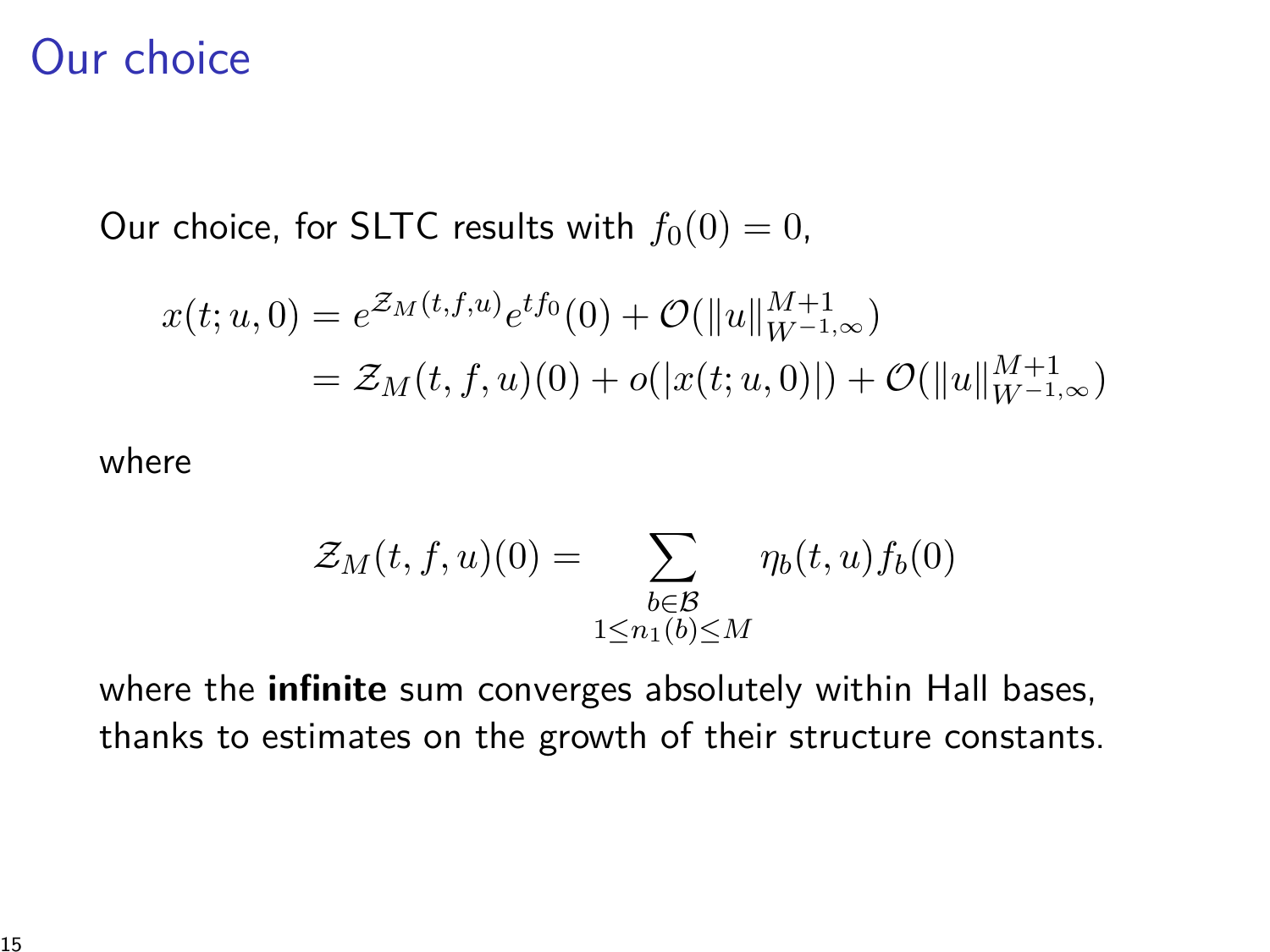# Our choice

Our choice, for SLTC results with $f_0(0) = 0$,

$$
\begin{aligned}
x(t; u, 0) &= e^{\mathcal{Z}_M(t,f,u)} e^{tf_0}(0) + \mathcal{O}(\|u\|_{W^{-1,\infty}}^{M+1}) \\
&= \mathcal{Z}_M(t, f, u)(0) + o(|x(t; u, 0)|) + \mathcal{O}(\|u\|_{W^{-1,\infty}}^{M+1})
\end{aligned}
$$

where

$$
\mathcal{Z}_M(t, f, u)(0) = \sum_{\substack{b \in \mathcal{B} \\ 1 \leq n_1(b) \leq M}} \eta_b(t, u) f_b(0)
$$

where the **infinite** sum converges absolutely within Hall bases, thanks to estimates on the growth of their structure constants.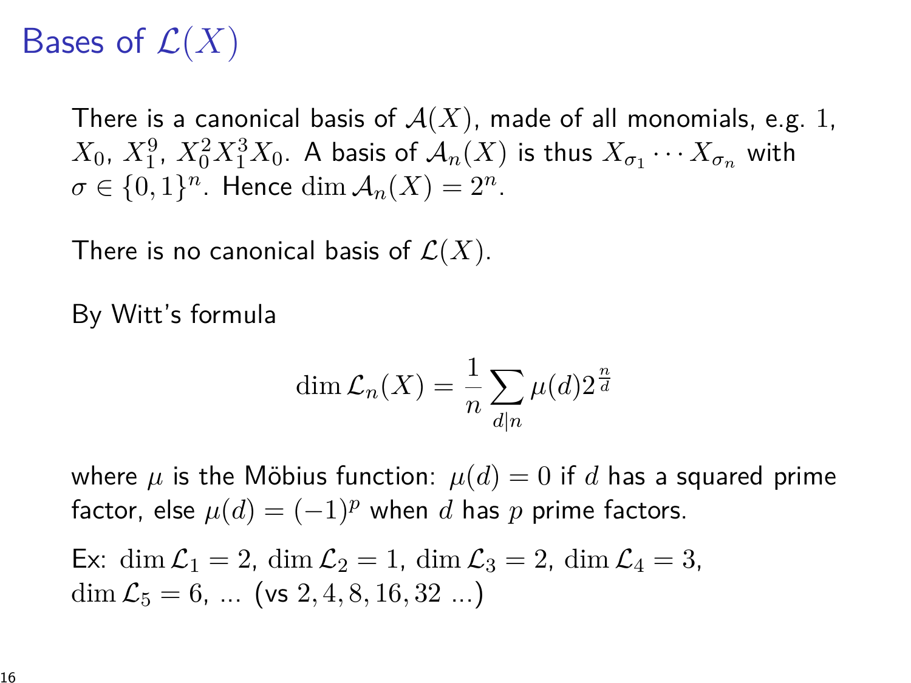# Bases of $\mathcal{L}(X)$

There is a canonical basis of $\mathcal{A}(X)$, made of all monomials, e.g. $1$, $X_0$, $X_1^9$, $X_0^2 X_1^3 X_0$. A basis of $\mathcal{A}_n(X)$ is thus $X_{\sigma_1} \cdots X_{\sigma_n}$ with $\sigma \in \{0,1\}^n$. Hence $\dim \mathcal{A}_n(X) = 2^n$.

There is no canonical basis of $\mathcal{L}(X)$.

By Witt's formula

$$\dim \mathcal{L}_n(X) = \frac{1}{n} \sum_{d|n} \mu(d) 2^{\frac{n}{d}}$$

where $\mu$ is the Möbius function: $\mu(d) = 0$ if $d$ has a squared prime factor, else $\mu(d) = (-1)^p$ when $d$ has $p$ prime factors.

Ex: $\dim \mathcal{L}_1 = 2$, $\dim \mathcal{L}_2 = 1$, $\dim \mathcal{L}_3 = 2$, $\dim \mathcal{L}_4 = 3$, $\dim \mathcal{L}_5 = 6$, ... (vs $2, 4, 8, 16, 32$ ...)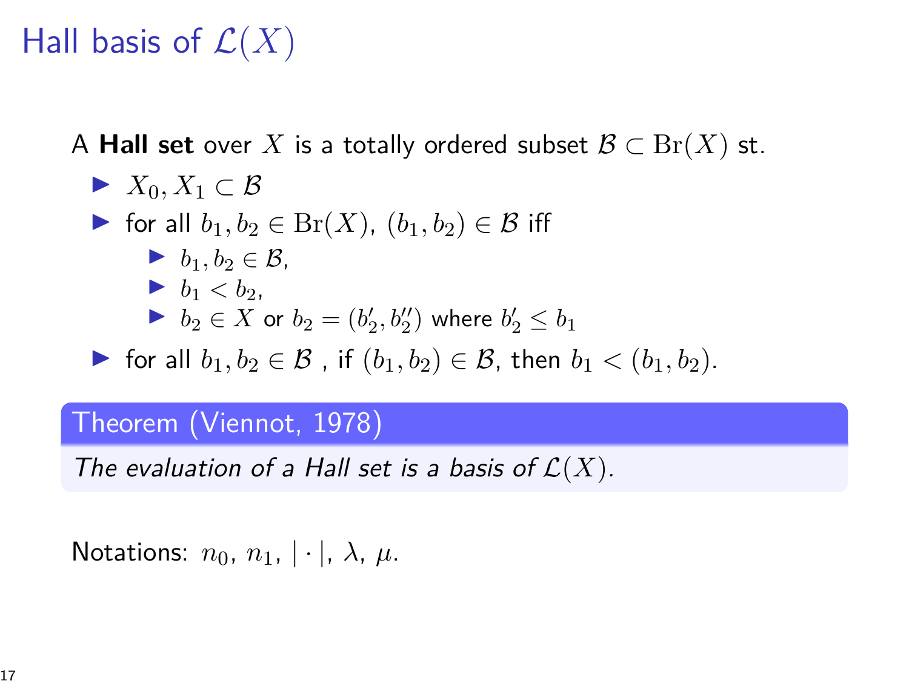# Hall basis of $\mathcal{L}(X)$

A **Hall set** over $X$ is a totally ordered subset $\mathcal{B} \subset \mathrm{Br}(X)$ st.

- $X_0, X_1 \subset \mathcal{B}$
- for all $b_1, b_2 \in \mathrm{Br}(X)$, $(b_1, b_2) \in \mathcal{B}$ iff
  - $b_1, b_2 \in \mathcal{B}$,
  - $b_1 < b_2$,
  - $b_2 \in X$ or $b_2 = (b_2', b_2'')$ where $b_2' \leq b_1$
- for all $b_1, b_2 \in \mathcal{B}$ , if $(b_1, b_2) \in \mathcal{B}$, then $b_1 < (b_1, b_2)$.

**Theorem (Viennot, 1978)**

*The evaluation of a Hall set is a basis of $\mathcal{L}(X)$.*

Notations: $n_0$, $n_1$, $|\cdot|$, $\lambda$, $\mu$.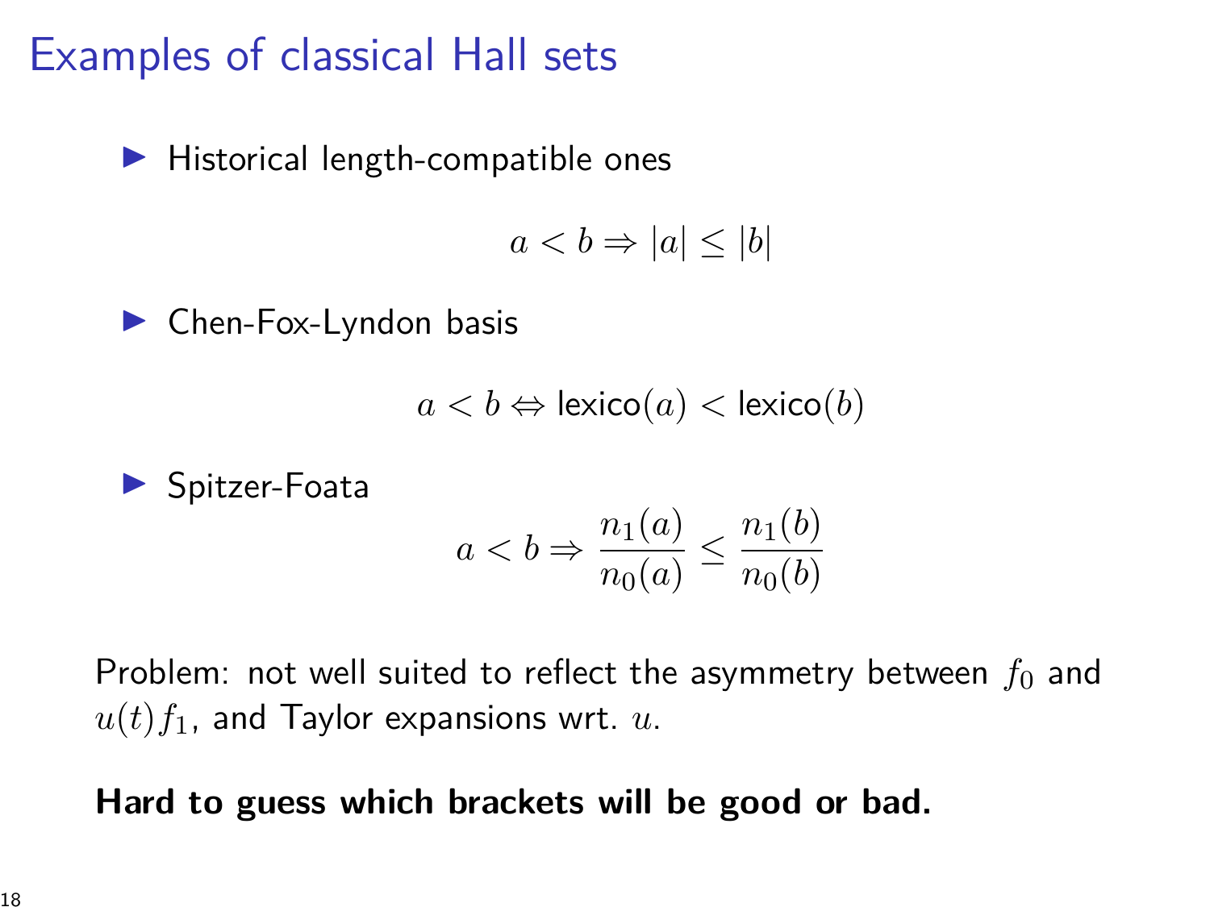# Examples of classical Hall sets

- Historical length-compatible ones

$$a < b \Rightarrow |a| \leq |b|$$

- Chen-Fox-Lyndon basis

$$a < b \Leftrightarrow \text{lexico}(a) < \text{lexico}(b)$$

- Spitzer-Foata

$$a < b \Rightarrow \frac{n_1(a)}{n_0(a)} \leq \frac{n_1(b)}{n_0(b)}$$

Problem: not well suited to reflect the asymmetry between $f_0$ and $u(t)f_1$, and Taylor expansions wrt. $u$.

**Hard to guess which brackets will be good or bad.**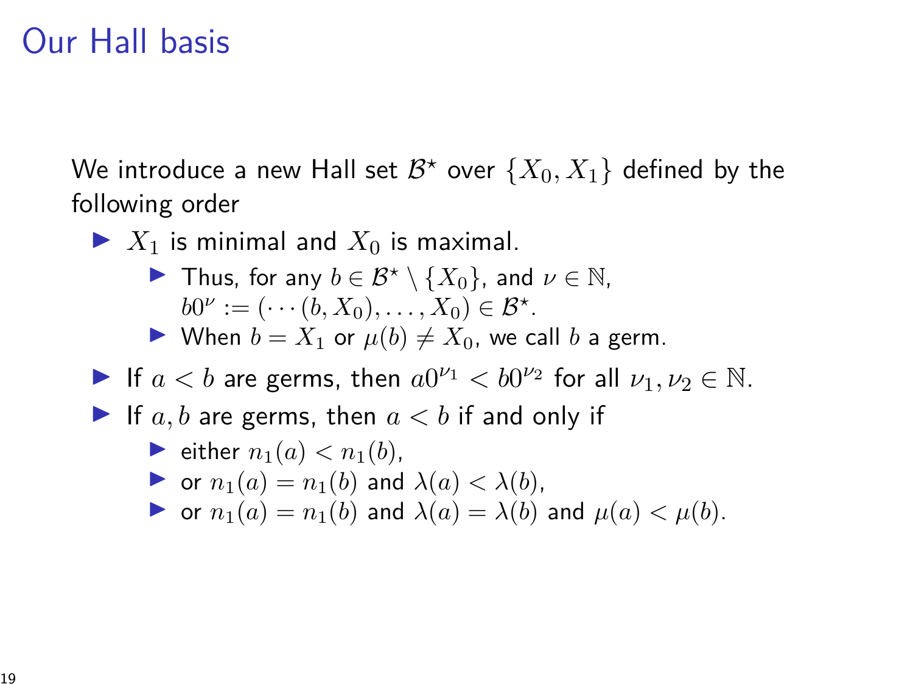# Our Hall basis

We introduce a new Hall set $\mathcal{B}^\star$ over $\{X_0, X_1\}$ defined by the following order

- $X_1$ is minimal and $X_0$ is maximal.
  - Thus, for any $b \in \mathcal{B}^\star \setminus \{X_0\}$, and $\nu \in \mathbb{N}$, $b0^\nu := (\cdots(b, X_0), \ldots, X_0) \in \mathcal{B}^\star$.
  - When $b = X_1$ or $\mu(b) \neq X_0$, we call $b$ a germ.
- If $a < b$ are germs, then $a0^{\nu_1} < b0^{\nu_2}$ for all $\nu_1, \nu_2 \in \mathbb{N}$.
- If $a, b$ are germs, then $a < b$ if and only if
  - either $n_1(a) < n_1(b)$,
  - or $n_1(a) = n_1(b)$ and $\lambda(a) < \lambda(b)$,
  - or $n_1(a) = n_1(b)$ and $\lambda(a) = \lambda(b)$ and $\mu(a) < \mu(b)$.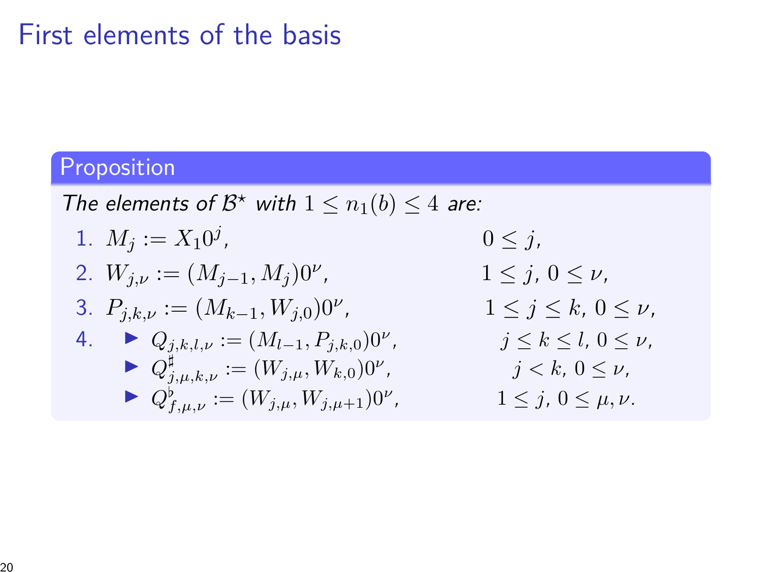# First elements of the basis

**Proposition**

*The elements of $\mathcal{B}^\star$ with $1 \leq n_1(b) \leq 4$ are:*

1. $M_j := X_1 0^j$, $\quad 0 \leq j$,
2. $W_{j,\nu} := (M_{j-1}, M_j)0^\nu$, $\quad 1 \leq j,\ 0 \leq \nu$,
3. $P_{j,k,\nu} := (M_{k-1}, W_{j,0})0^\nu$, $\quad 1 \leq j \leq k,\ 0 \leq \nu$,
4. 
   - $Q_{j,k,l,\nu} := (M_{l-1}, P_{j,k,0})0^\nu$, $\quad j \leq k \leq l,\ 0 \leq \nu$,
   - $Q^\sharp_{j,\mu,k,\nu} := (W_{j,\mu}, W_{k,0})0^\nu$, $\quad j < k,\ 0 \leq \nu$,
   - $Q^\flat_{f,\mu,\nu} := (W_{j,\mu}, W_{j,\mu+1})0^\nu$, $\quad 1 \leq j,\ 0 \leq \mu, \nu$.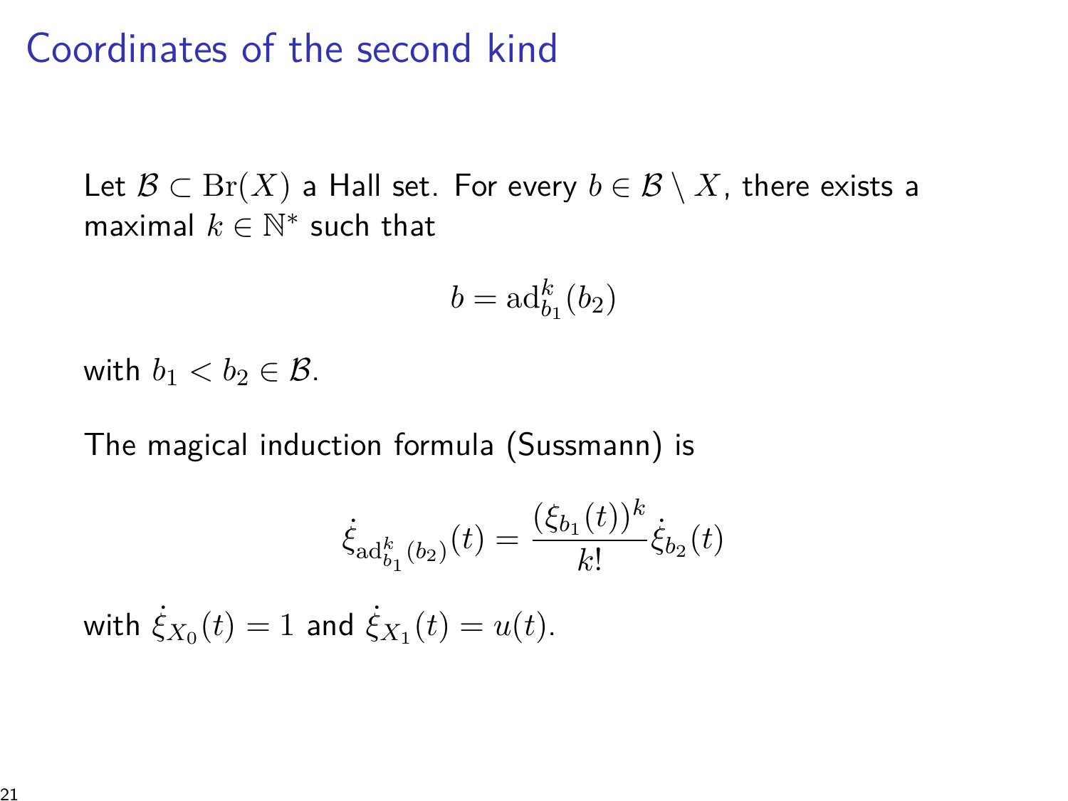# Coordinates of the second kind

Let $\mathcal{B} \subset \mathrm{Br}(X)$ a Hall set. For every $b \in \mathcal{B} \setminus X$, there exists a maximal $k \in \mathbb{N}^*$ such that

$$b = \mathrm{ad}_{b_1}^k(b_2)$$

with $b_1 < b_2 \in \mathcal{B}$.

The magical induction formula (Sussmann) is

$$\dot{\xi}_{\mathrm{ad}_{b_1}^k(b_2)}(t) = \frac{(\xi_{b_1}(t))^k}{k!}\dot{\xi}_{b_2}(t)$$

with $\dot{\xi}_{X_0}(t) = 1$ and $\dot{\xi}_{X_1}(t) = u(t)$.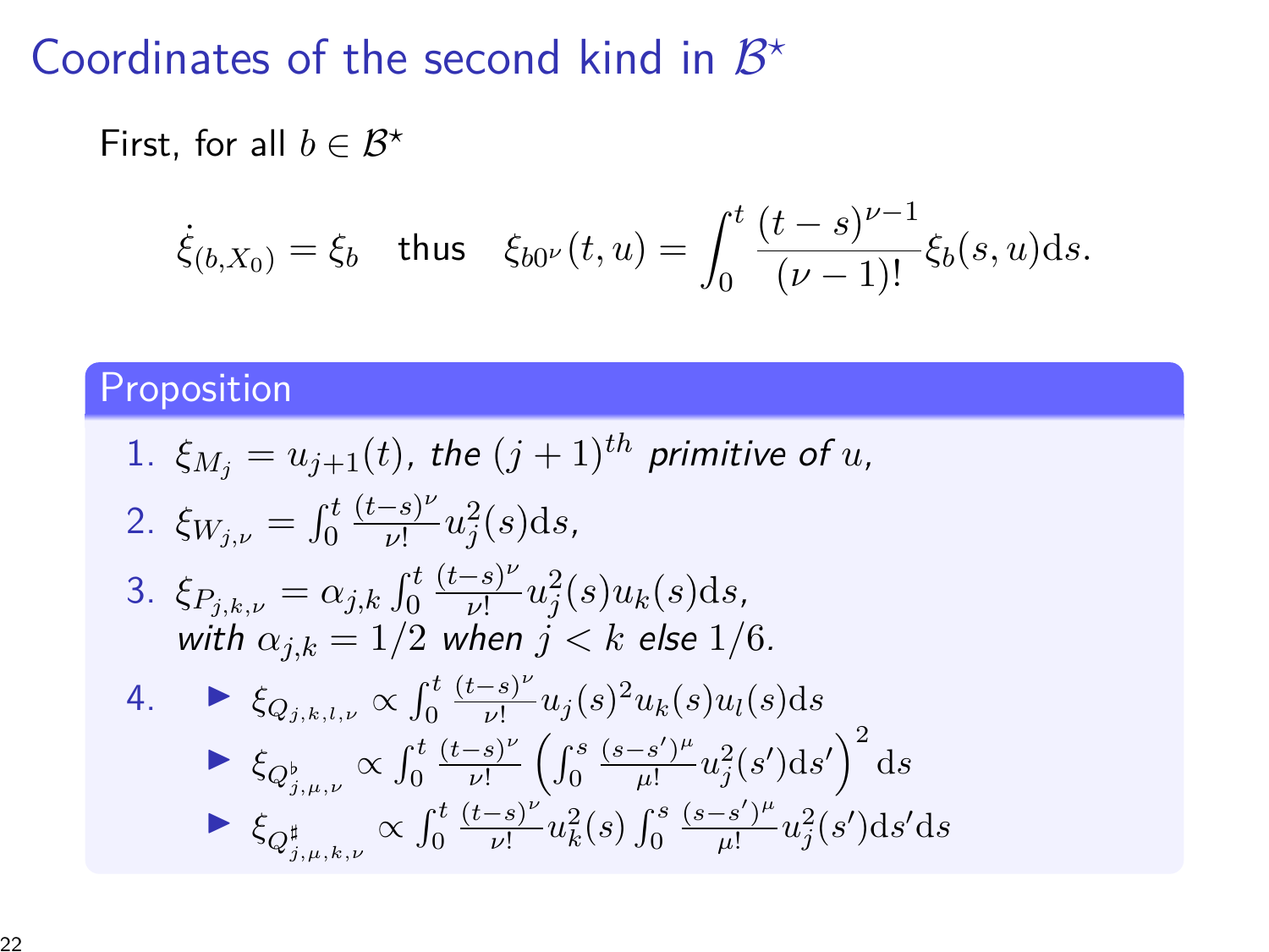# Coordinates of the second kind in $\mathcal{B}^\star$

First, for all $b \in \mathcal{B}^\star$

$$\dot{\xi}_{(b,X_0)} = \xi_b \quad \text{thus} \quad \xi_{b0^\nu}(t,u) = \int_0^t \frac{(t-s)^{\nu-1}}{(\nu-1)!}\xi_b(s,u)\mathrm{d}s.$$

**Proposition**

1. $\xi_{M_j} = u_{j+1}(t)$, *the* $(j+1)^{th}$ *primitive of* $u$,
2. $\xi_{W_{j,\nu}} = \int_0^t \frac{(t-s)^\nu}{\nu!} u_j^2(s)\mathrm{d}s$,
3. $\xi_{P_{j,k,\nu}} = \alpha_{j,k} \int_0^t \frac{(t-s)^\nu}{\nu!} u_j^2(s)u_k(s)\mathrm{d}s$,
   *with* $\alpha_{j,k} = 1/2$ *when* $j < k$ *else* $1/6$.
4. 
   - $\xi_{Q_{j,k,l,\nu}} \propto \int_0^t \frac{(t-s)^\nu}{\nu!} u_j(s)^2 u_k(s) u_l(s)\mathrm{d}s$
   - $\xi_{Q^\flat_{j,\mu,\nu}} \propto \int_0^t \frac{(t-s)^\nu}{\nu!} \left(\int_0^s \frac{(s-s')^\mu}{\mu!} u_j^2(s')\mathrm{d}s'\right)^2 \mathrm{d}s$
   - $\xi_{Q^\sharp_{j,\mu,k,\nu}} \propto \int_0^t \frac{(t-s)^\nu}{\nu!} u_k^2(s) \int_0^s \frac{(s-s')^\mu}{\mu!} u_j^2(s')\mathrm{d}s'\mathrm{d}s$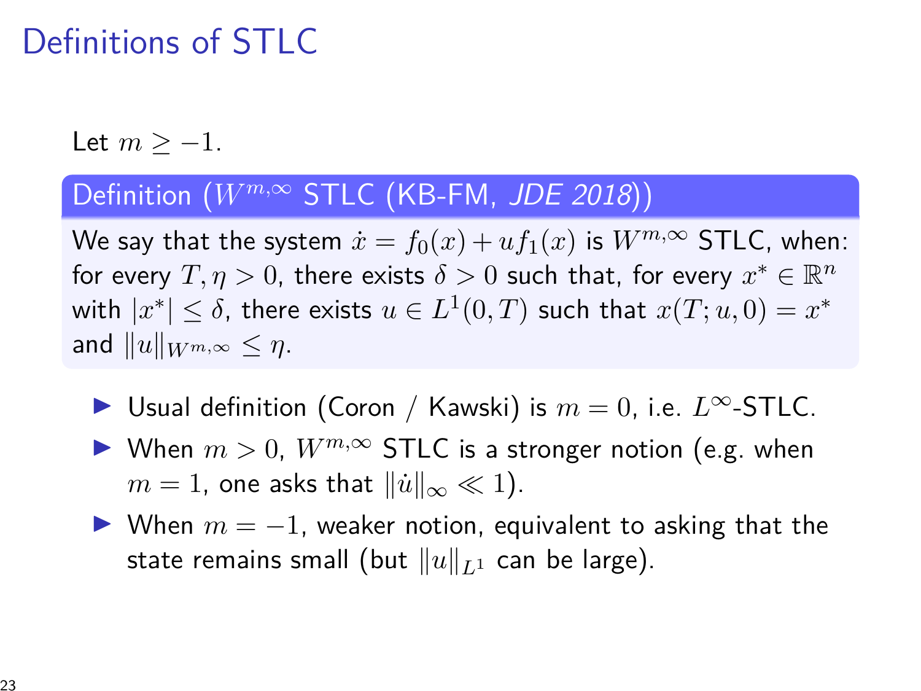# Definitions of STLC

Let $m \geq -1$.

**Definition ($W^{m,\infty}$ STLC (KB-FM, *JDE 2018*))**

We say that the system $\dot{x} = f_0(x) + u f_1(x)$ is $W^{m,\infty}$ STLC, when: for every $T, \eta > 0$, there exists $\delta > 0$ such that, for every $x^* \in \mathbb{R}^n$ with $|x^*| \leq \delta$, there exists $u \in L^1(0,T)$ such that $x(T; u, 0) = x^*$ and $\|u\|_{W^{m,\infty}} \leq \eta$.

- Usual definition (Coron / Kawski) is $m = 0$, i.e. $L^\infty$-STLC.
- When $m > 0$, $W^{m,\infty}$ STLC is a stronger notion (e.g. when $m = 1$, one asks that $\|\dot{u}\|_\infty \ll 1$).
- When $m = -1$, weaker notion, equivalent to asking that the state remains small (but $\|u\|_{L^1}$ can be large).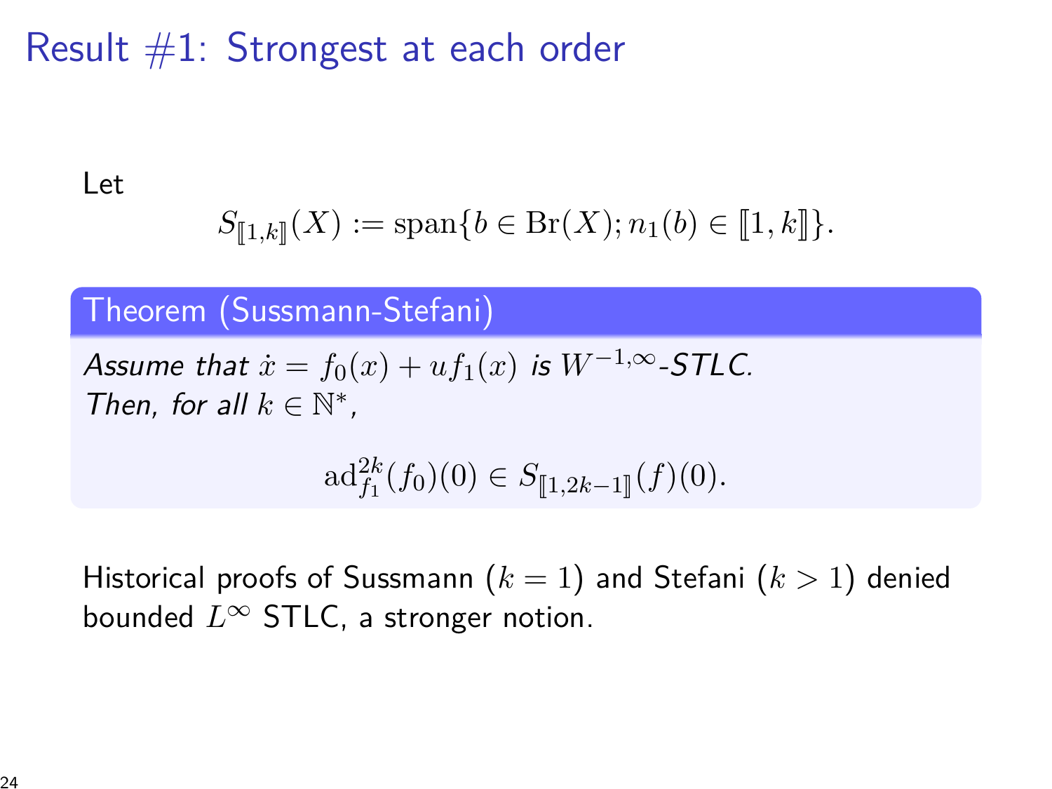# Result #1: Strongest at each order

Let

$$S_{[\![1,k]\!]}(X) := \operatorname{span}\{b \in \operatorname{Br}(X); n_1(b) \in [\![1,k]\!]\}.$$

**Theorem (Sussmann-Stefani)**

*Assume that $\dot{x} = f_0(x) + u f_1(x)$ is $W^{-1,\infty}$-STLC. Then, for all $k \in \mathbb{N}^*$,*

$$\operatorname{ad}_{f_1}^{2k}(f_0)(0) \in S_{[\![1,2k-1]\!]}(f)(0).$$

Historical proofs of Sussmann ($k = 1$) and Stefani ($k > 1$) denied bounded $L^\infty$ STLC, a stronger notion.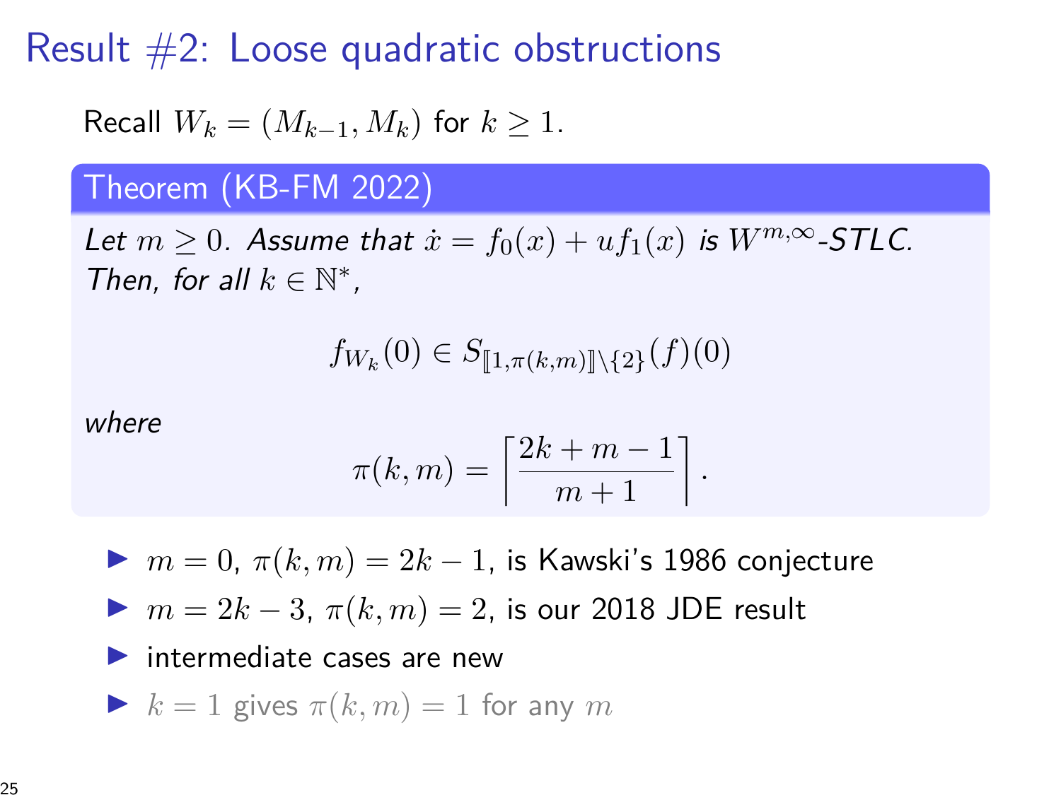# Result #2: Loose quadratic obstructions

Recall $W_k = (M_{k-1}, M_k)$ for $k \geq 1$.

**Theorem (KB-FM 2022)**

*Let $m \geq 0$. Assume that $\dot{x} = f_0(x) + u f_1(x)$ is $W^{m,\infty}$-STLC. Then, for all $k \in \mathbb{N}^*$,*

$$f_{W_k}(0) \in S_{[\![1,\pi(k,m)]\!] \setminus \{2\}}(f)(0)$$

*where*

$$\pi(k,m) = \left\lceil \frac{2k+m-1}{m+1} \right\rceil.$$

- $m = 0$, $\pi(k,m) = 2k-1$, is Kawski's 1986 conjecture
- $m = 2k-3$, $\pi(k,m) = 2$, is our 2018 JDE result
- intermediate cases are new
- $k = 1$ gives $\pi(k,m) = 1$ for any $m$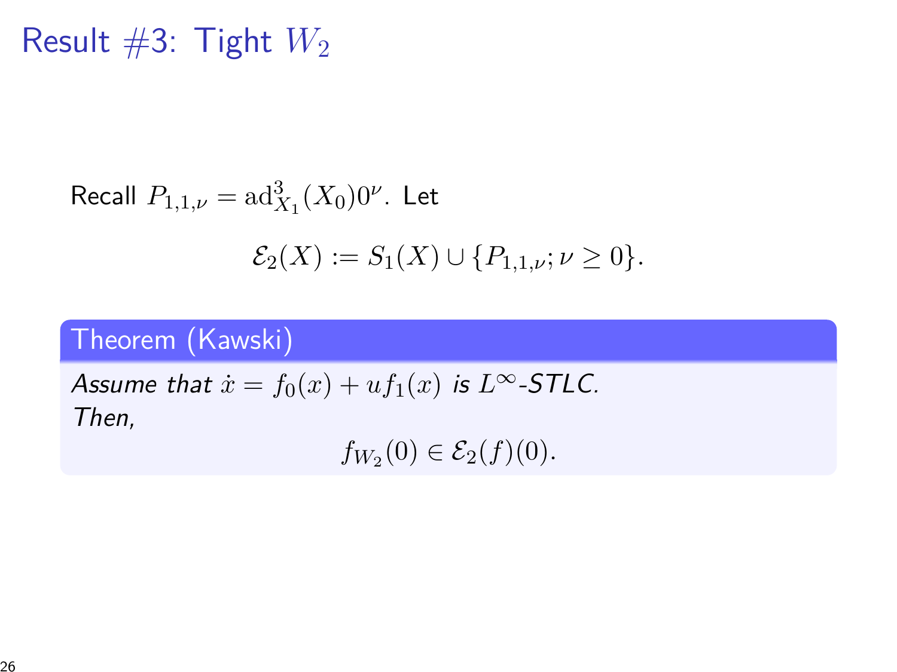# Result #3: Tight $W_2$

Recall $P_{1,1,\nu} = \mathrm{ad}^3_{X_1}(X_0)0^\nu$. Let

$$\mathcal{E}_2(X) := S_1(X) \cup \{P_{1,1,\nu}; \nu \geq 0\}.$$

**Theorem (Kawski)**

*Assume that $\dot{x} = f_0(x) + uf_1(x)$ is $L^\infty$-STLC.*
*Then,*

$$f_{W_2}(0) \in \mathcal{E}_2(f)(0).$$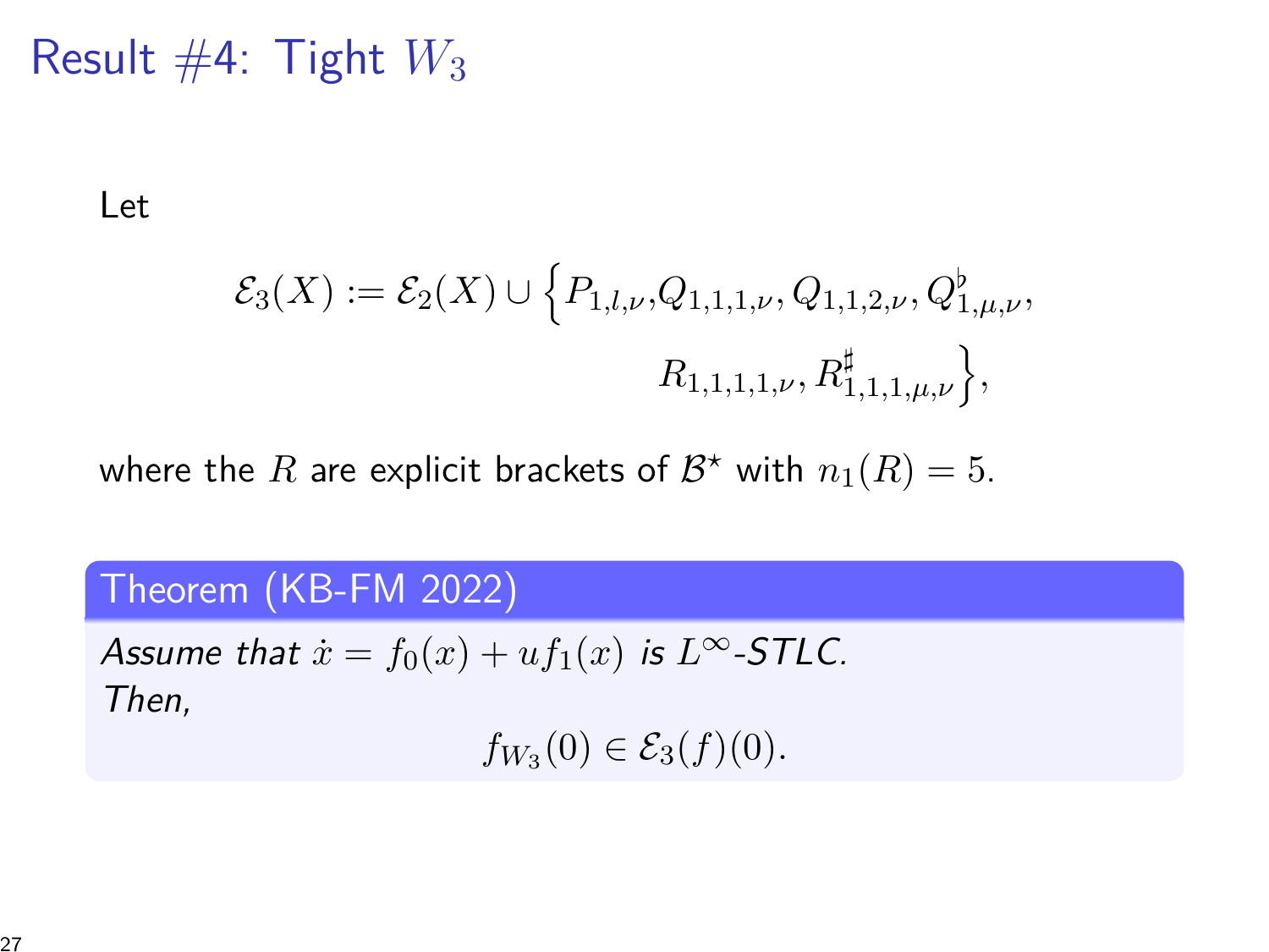# Result #4: Tight $W_3$

Let

$$\mathcal{E}_3(X) := \mathcal{E}_2(X) \cup \Big\{ P_{1,l,\nu}, Q_{1,1,1,\nu}, Q_{1,1,2,\nu}, Q^\flat_{1,\mu,\nu}, R_{1,1,1,1,\nu}, R^\sharp_{1,1,1,\mu,\nu} \Big\},$$

where the $R$ are explicit brackets of $\mathcal{B}^\star$ with $n_1(R) = 5$.

**Theorem (KB-FM 2022)**

*Assume that $\dot{x} = f_0(x) + u f_1(x)$ is $L^\infty$-STLC.*
*Then,*

$$f_{W_3}(0) \in \mathcal{E}_3(f)(0).$$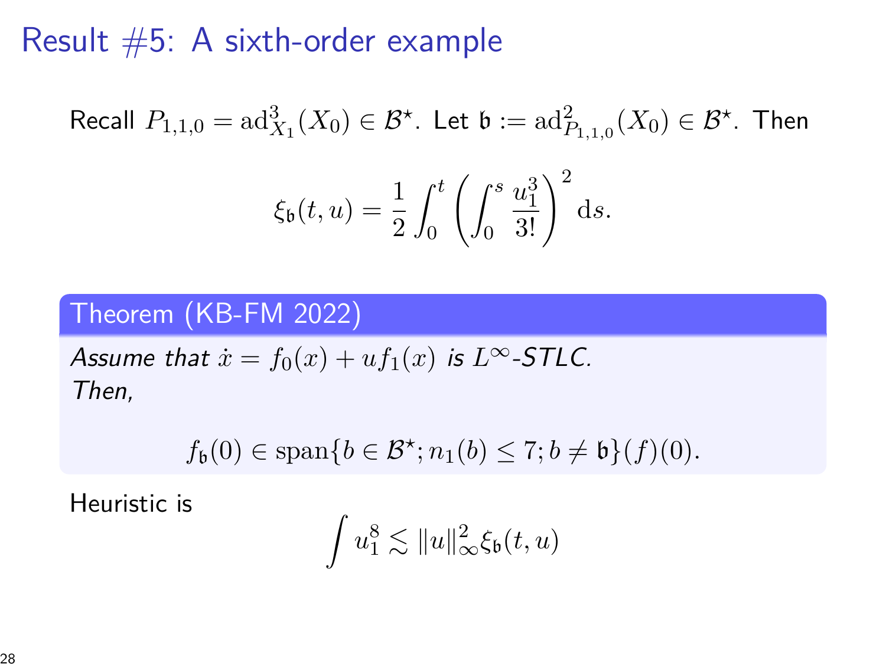# Result #5: A sixth-order example

Recall $P_{1,1,0} = \mathrm{ad}^3_{X_1}(X_0) \in \mathcal{B}^\star$. Let $\mathfrak{b} := \mathrm{ad}^2_{P_{1,1,0}}(X_0) \in \mathcal{B}^\star$. Then

$$\xi_{\mathfrak{b}}(t,u) = \frac{1}{2}\int_0^t \left(\int_0^s \frac{u_1^3}{3!}\right)^2 \mathrm{d}s.$$

**Theorem (KB-FM 2022)**

*Assume that $\dot{x} = f_0(x) + u f_1(x)$ is $L^\infty$-STLC. Then,*

$$f_{\mathfrak{b}}(0) \in \mathrm{span}\{b \in \mathcal{B}^\star; n_1(b) \leq 7; b \neq \mathfrak{b}\}(f)(0).$$

Heuristic is

$$\int u_1^8 \lesssim \|u\|_\infty^2 \xi_{\mathfrak{b}}(t,u)$$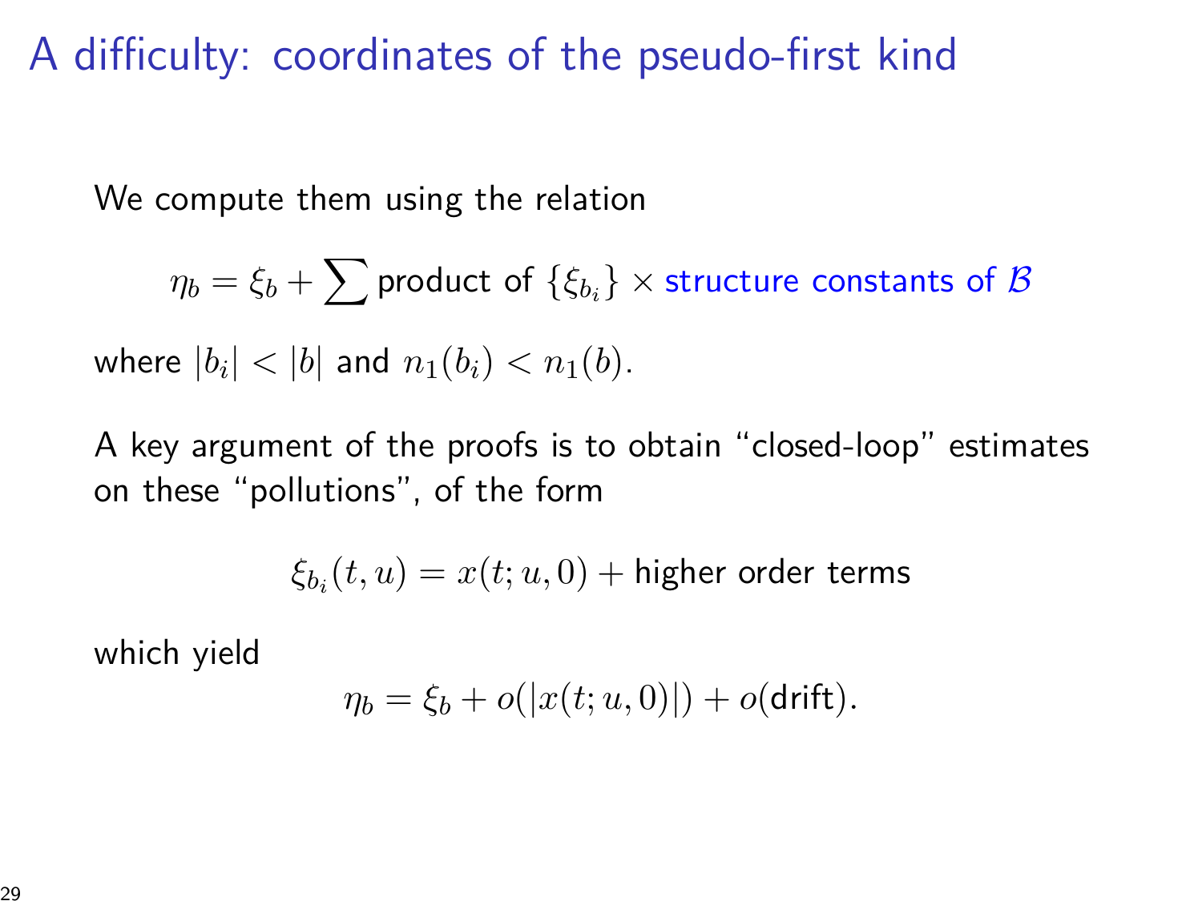# A difficulty: coordinates of the pseudo-first kind

We compute them using the relation

$$\eta_b = \xi_b + \sum \text{product of } \{\xi_{b_i}\} \times \text{structure constants of } \mathcal{B}$$

where $|b_i| < |b|$ and $n_1(b_i) < n_1(b)$.

A key argument of the proofs is to obtain "closed-loop" estimates on these "pollutions", of the form

$$\xi_{b_i}(t,u) = x(t;u,0) + \text{higher order terms}$$

which yield

$$\eta_b = \xi_b + o(|x(t;u,0)|) + o(\text{drift}).$$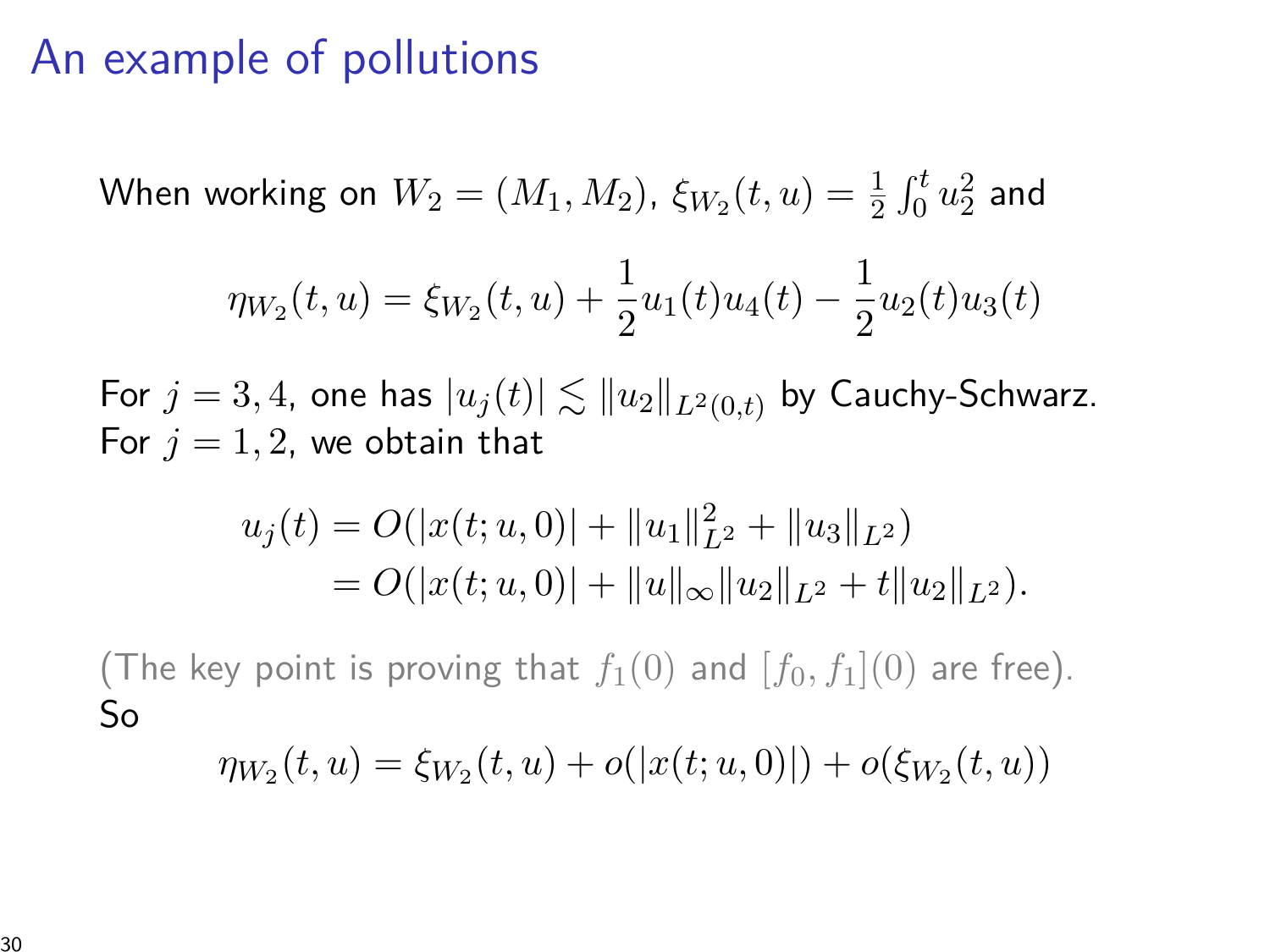# An example of pollutions

When working on $W_2 = (M_1, M_2)$, $\xi_{W_2}(t,u) = \frac{1}{2}\int_0^t u_2^2$ and

$$\eta_{W_2}(t,u) = \xi_{W_2}(t,u) + \frac{1}{2}u_1(t)u_4(t) - \frac{1}{2}u_2(t)u_3(t)$$

For $j = 3, 4$, one has $|u_j(t)| \lesssim \|u_2\|_{L^2(0,t)}$ by Cauchy-Schwarz.
For $j = 1, 2$, we obtain that

$$\begin{aligned} u_j(t) &= O(|x(t;u,0)| + \|u_1\|_{L^2}^2 + \|u_3\|_{L^2}) \\ &= O(|x(t;u,0)| + \|u\|_\infty \|u_2\|_{L^2} + t\|u_2\|_{L^2}). \end{aligned}$$

(The key point is proving that $f_1(0)$ and $[f_0, f_1](0)$ are free).
So

$$\eta_{W_2}(t,u) = \xi_{W_2}(t,u) + o(|x(t;u,0)|) + o(\xi_{W_2}(t,u))$$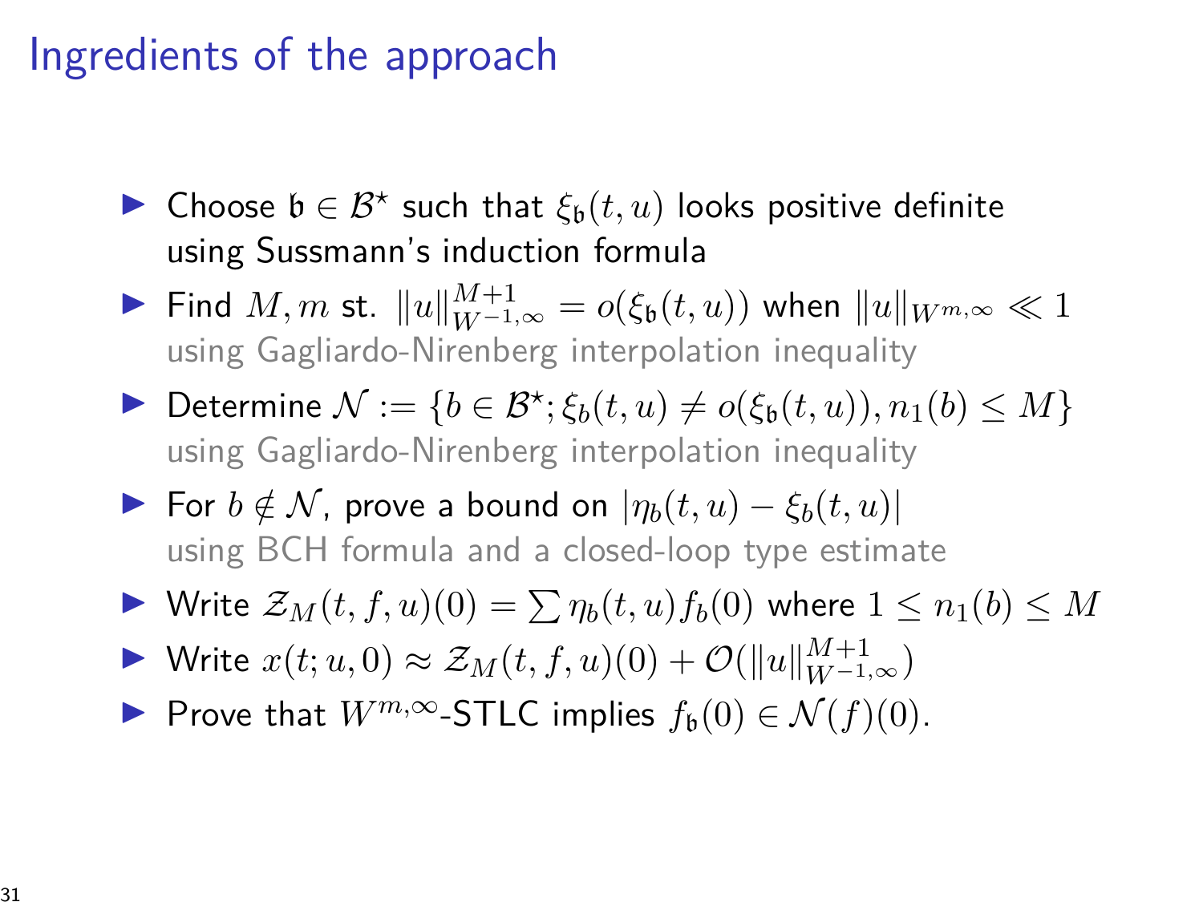# Ingredients of the approach

- Choose $\mathfrak{b} \in \mathcal{B}^\star$ such that $\xi_{\mathfrak{b}}(t,u)$ looks positive definite using Sussmann's induction formula
- Find $M, m$ st. $\|u\|_{W^{-1,\infty}}^{M+1} = o(\xi_{\mathfrak{b}}(t,u))$ when $\|u\|_{W^{m,\infty}} \ll 1$ using Gagliardo-Nirenberg interpolation inequality
- Determine $\mathcal{N} := \{b \in \mathcal{B}^\star; \xi_b(t,u) \neq o(\xi_{\mathfrak{b}}(t,u)), n_1(b) \leq M\}$ using Gagliardo-Nirenberg interpolation inequality
- For $b \notin \mathcal{N}$, prove a bound on $|\eta_b(t,u) - \xi_b(t,u)|$ using BCH formula and a closed-loop type estimate
- Write $\mathcal{Z}_M(t,f,u)(0) = \sum \eta_b(t,u) f_b(0)$ where $1 \leq n_1(b) \leq M$
- Write $x(t;u,0) \approx \mathcal{Z}_M(t,f,u)(0) + \mathcal{O}(\|u\|_{W^{-1,\infty}}^{M+1})$
- Prove that $W^{m,\infty}$-STLC implies $f_{\mathfrak{b}}(0) \in \mathcal{N}(f)(0)$.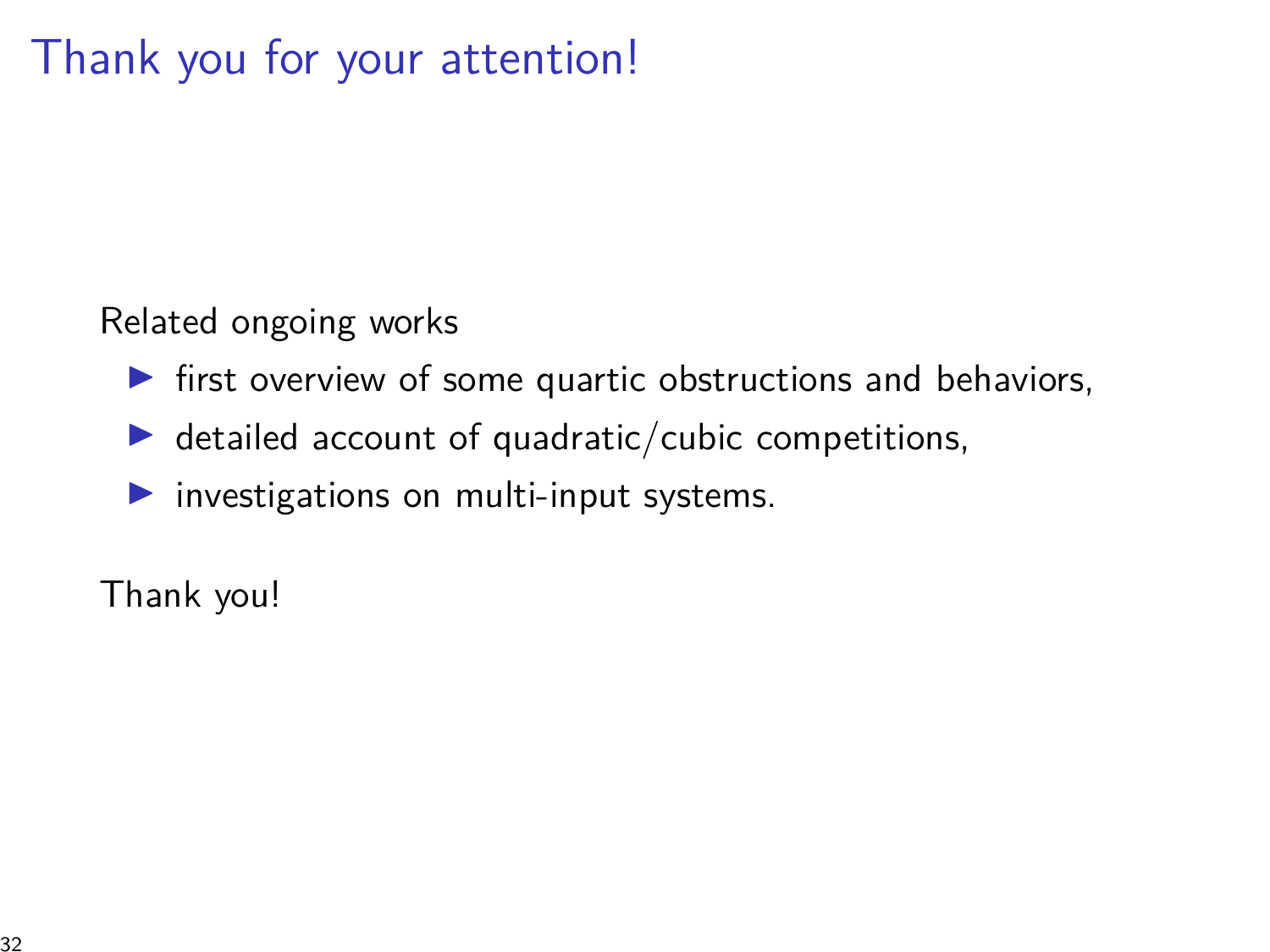# Thank you for your attention!

Related ongoing works

- first overview of some quartic obstructions and behaviors,
- detailed account of quadratic/cubic competitions,
- investigations on multi-input systems.

Thank you!